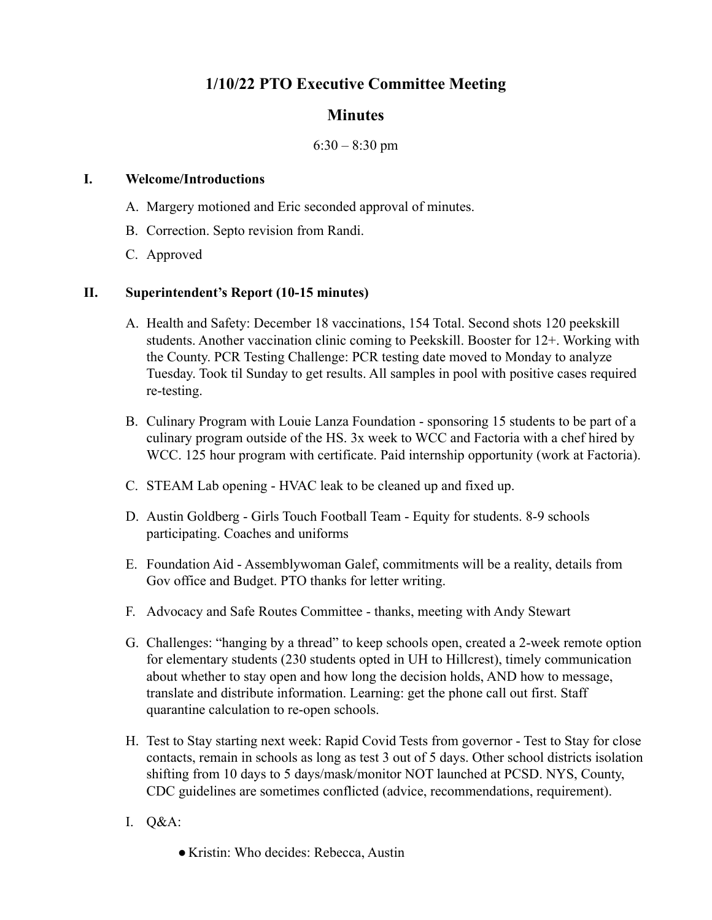# 1/10/22 PTO Executive Committee Meeting

## Minutes

6:30 – 8:30 pm

### I. Welcome/Introductions

A. Margery motioned and Eric seconded approval of minutes.

B. Correction. Septo revision from Randi.

C. Approved

### II. Superintendent's Report (10-15 minutes)

A. Health and Safety: December 18 vaccinations, 154 Total. Second shots 120 peekskill students. Another vaccination clinic coming to Peekskill. Booster for 12+. Working with the County. PCR Testing Challenge: PCR testing date moved to Monday to analyze Tuesday. Took til Sunday to get results. All samples in pool with positive cases required re-testing.

B. Culinary Program with Louie Lanza Foundation - sponsoring 15 students to be part of a culinary program outside of the HS. 3x week to WCC and Factoria with a chef hired by WCC. 125 hour program with certificate. Paid internship opportunity (work at Factoria).

C. STEAM Lab opening - HVAC leak to be cleaned up and fixed up.

D. Austin Goldberg - Girls Touch Football Team - Equity for students. 8-9 schools participating. Coaches and uniforms

E. Foundation Aid - Assemblywoman Galef, commitments will be a reality, details from Gov office and Budget. PTO thanks for letter writing.

F. Advocacy and Safe Routes Committee - thanks, meeting with Andy Stewart

G. Challenges: "hanging by a thread" to keep schools open, created a 2-week remote option for elementary students (230 students opted in UH to Hillcrest), timely communication about whether to stay open and how long the decision holds, AND how to message, translate and distribute information. Learning: get the phone call out first. Staff quarantine calculation to re-open schools.

H. Test to Stay starting next week: Rapid Covid Tests from governor - Test to Stay for close contacts, remain in schools as long as test 3 out of 5 days. Other school districts isolation shifting from 10 days to 5 days/mask/monitor NOT launched at PCSD. NYS, County, CDC guidelines are sometimes conflicted (advice, recommendations, requirement).

I. Q&A:

- Kristin: Who decides: Rebecca, Austin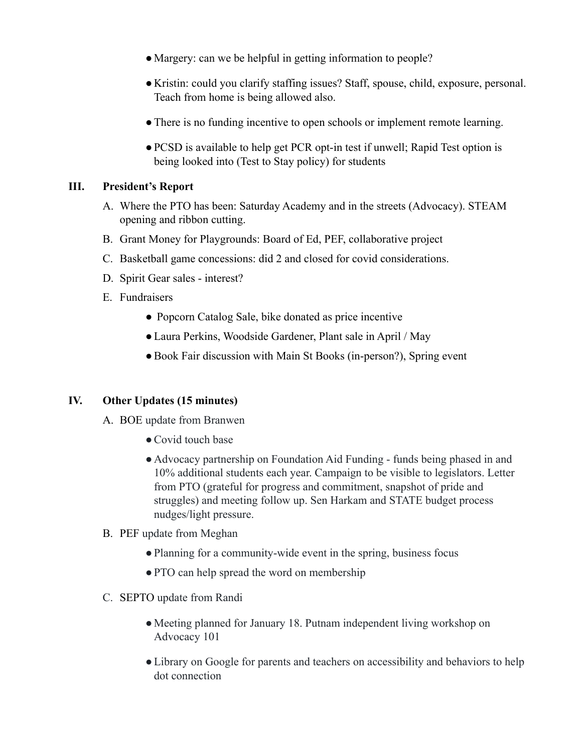- Margery: can we be helpful in getting information to people?
- Kristin: could you clarify staffing issues? Staff, spouse, child, exposure, personal. Teach from home is being allowed also.
- There is no funding incentive to open schools or implement remote learning.
- PCSD is available to help get PCR opt-in test if unwell; Rapid Test option is being looked into (Test to Stay policy) for students

## III. President's Report

A. Where the PTO has been: Saturday Academy and in the streets (Advocacy). STEAM opening and ribbon cutting.

B. Grant Money for Playgrounds: Board of Ed, PEF, collaborative project

C. Basketball game concessions: did 2 and closed for covid considerations.

D. Spirit Gear sales - interest?

E. Fundraisers

- Popcorn Catalog Sale, bike donated as price incentive
- Laura Perkins, Woodside Gardener, Plant sale in April / May
- Book Fair discussion with Main St Books (in-person?), Spring event

## IV. Other Updates (15 minutes)

A. BOE update from Branwen

- Covid touch base
- Advocacy partnership on Foundation Aid Funding - funds being phased in and 10% additional students each year. Campaign to be visible to legislators. Letter from PTO (grateful for progress and commitment, snapshot of pride and struggles) and meeting follow up. Sen Harkam and STATE budget process nudges/light pressure.

B. PEF update from Meghan

- Planning for a community-wide event in the spring, business focus
- PTO can help spread the word on membership

C. SEPTO update from Randi

- Meeting planned for January 18. Putnam independent living workshop on Advocacy 101
- Library on Google for parents and teachers on accessibility and behaviors to help dot connection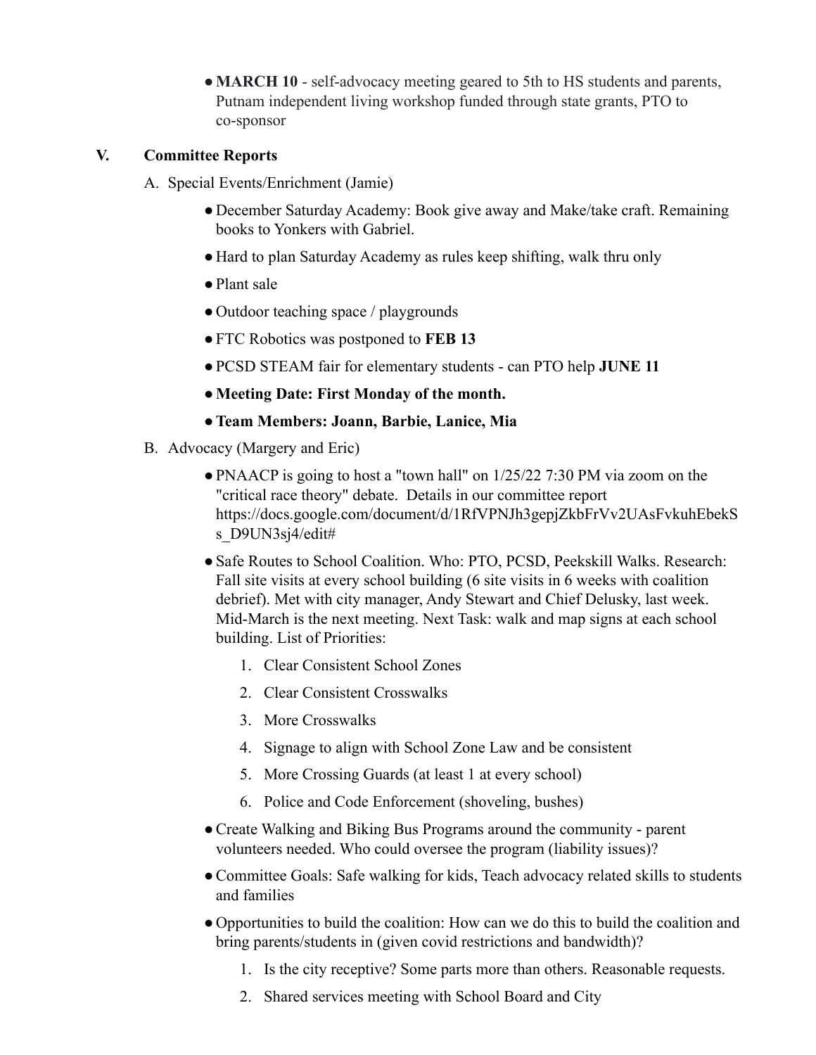- **MARCH 10** - self-advocacy meeting geared to 5th to HS students and parents, Putnam independent living workshop funded through state grants, PTO to co-sponsor

## V. Committee Reports

A. Special Events/Enrichment (Jamie)

- December Saturday Academy: Book give away and Make/take craft. Remaining books to Yonkers with Gabriel.
- Hard to plan Saturday Academy as rules keep shifting, walk thru only
- Plant sale
- Outdoor teaching space / playgrounds
- FTC Robotics was postponed to **FEB 13**
- PCSD STEAM fair for elementary students - can PTO help **JUNE 11**
- **Meeting Date: First Monday of the month.**
- **Team Members: Joann, Barbie, Lanice, Mia**

B. Advocacy (Margery and Eric)

- PNAACP is going to host a "town hall" on 1/25/22 7:30 PM via zoom on the "critical race theory" debate. Details in our committee report https://docs.google.com/document/d/1RfVPNJh3gepjZkbFrVv2UAsFvkuhEbekSs_D9UN3sj4/edit#
- Safe Routes to School Coalition. Who: PTO, PCSD, Peekskill Walks. Research: Fall site visits at every school building (6 site visits in 6 weeks with coalition debrief). Met with city manager, Andy Stewart and Chief Delusky, last week. Mid-March is the next meeting. Next Task: walk and map signs at each school building. List of Priorities:
    1. Clear Consistent School Zones
    2. Clear Consistent Crosswalks
    3. More Crosswalks
    4. Signage to align with School Zone Law and be consistent
    5. More Crossing Guards (at least 1 at every school)
    6. Police and Code Enforcement (shoveling, bushes)
- Create Walking and Biking Bus Programs around the community - parent volunteers needed. Who could oversee the program (liability issues)?
- Committee Goals: Safe walking for kids, Teach advocacy related skills to students and families
- Opportunities to build the coalition: How can we do this to build the coalition and bring parents/students in (given covid restrictions and bandwidth)?
    1. Is the city receptive? Some parts more than others. Reasonable requests.
    2. Shared services meeting with School Board and City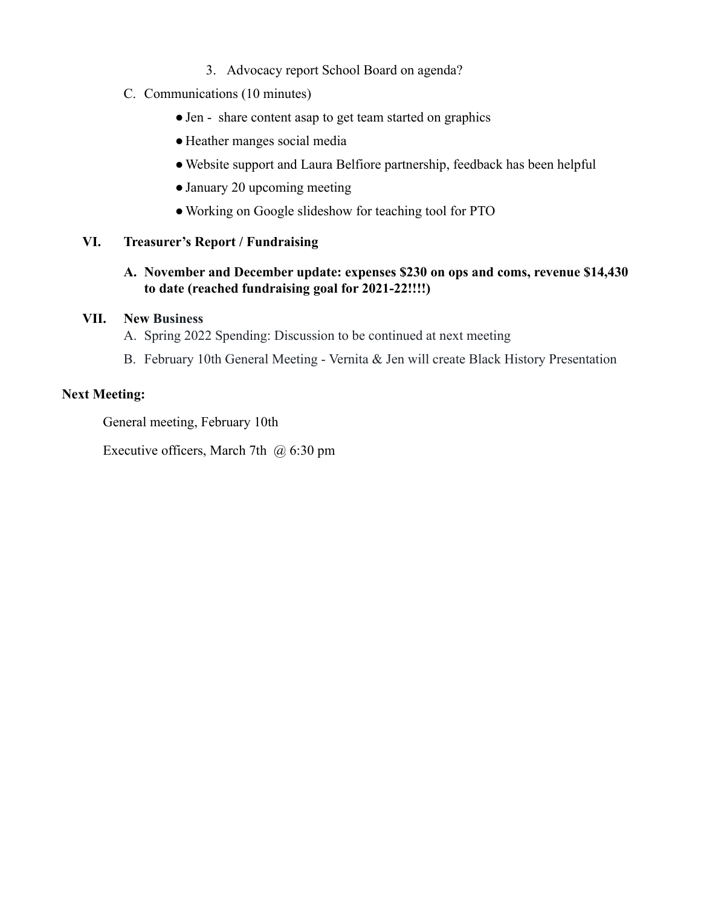3. Advocacy report School Board on agenda?

C. Communications (10 minutes)

- Jen - share content asap to get team started on graphics
- Heather manges social media
- Website support and Laura Belfiore partnership, feedback has been helpful
- January 20 upcoming meeting
- Working on Google slideshow for teaching tool for PTO

**VI. Treasurer's Report / Fundraising**

**A. November and December update: expenses $230 on ops and coms, revenue $14,430 to date (reached fundraising goal for 2021-22!!!!)**

**VII. New Business**

A. Spring 2022 Spending: Discussion to be continued at next meeting

B. February 10th General Meeting - Vernita & Jen will create Black History Presentation

**Next Meeting:**

General meeting, February 10th

Executive officers, March 7th @ 6:30 pm